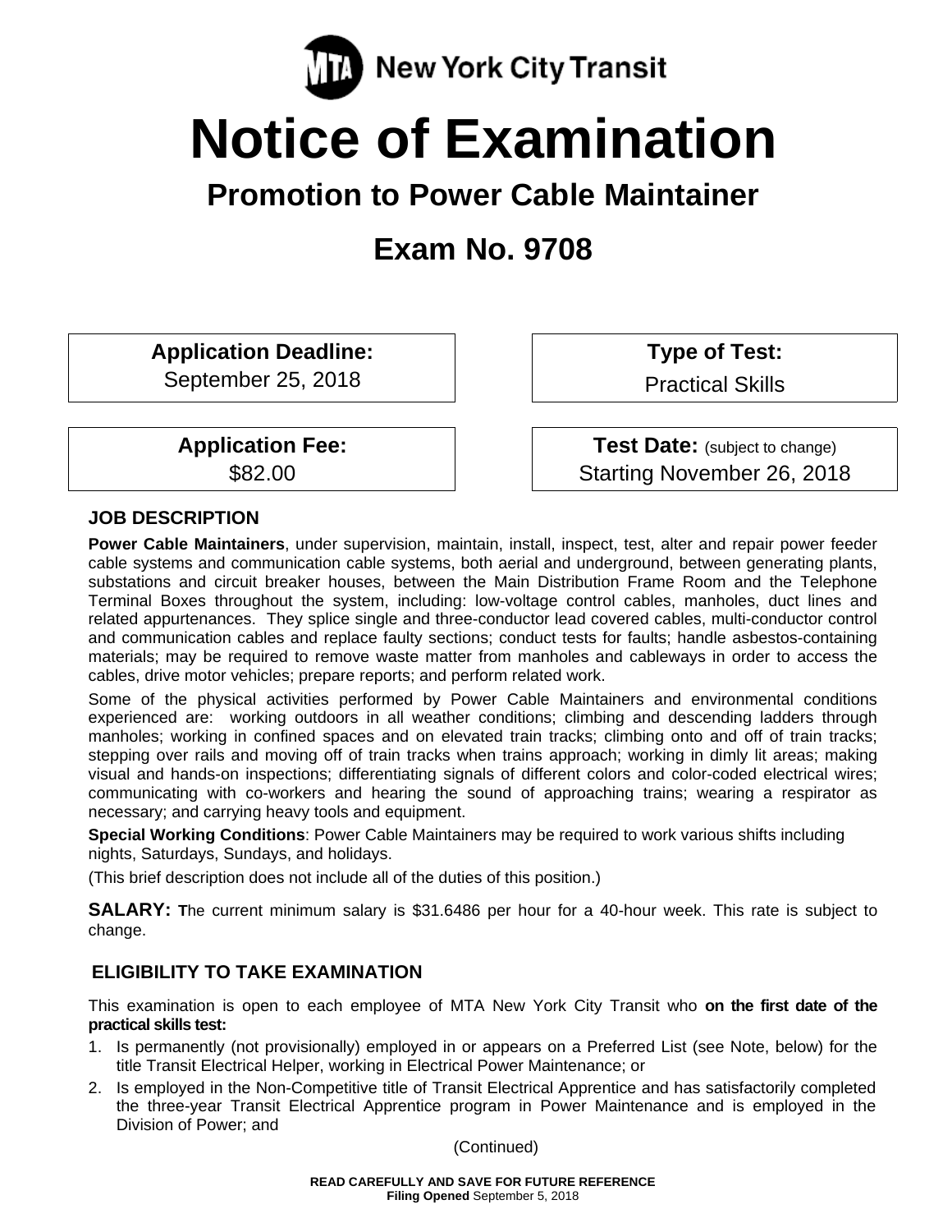New York City Transit

# Notice of Examination

## Promotion to Power Cable Maintainer

## Exam No. 9708

**Application Deadline:**
September 25, 2018

**Type of Test:**
Practical Skills

**Application Fee:**
$82.00

**Test Date:** (subject to change)
Starting November 26, 2018

### JOB DESCRIPTION

**Power Cable Maintainers**, under supervision, maintain, install, inspect, test, alter and repair power feeder cable systems and communication cable systems, both aerial and underground, between generating plants, substations and circuit breaker houses, between the Main Distribution Frame Room and the Telephone Terminal Boxes throughout the system, including: low-voltage control cables, manholes, duct lines and related appurtenances. They splice single and three-conductor lead covered cables, multi-conductor control and communication cables and replace faulty sections; conduct tests for faults; handle asbestos-containing materials; may be required to remove waste matter from manholes and cableways in order to access the cables, drive motor vehicles; prepare reports; and perform related work.

Some of the physical activities performed by Power Cable Maintainers and environmental conditions experienced are: working outdoors in all weather conditions; climbing and descending ladders through manholes; working in confined spaces and on elevated train tracks; climbing onto and off of train tracks; stepping over rails and moving off of train tracks when trains approach; working in dimly lit areas; making visual and hands-on inspections; differentiating signals of different colors and color-coded electrical wires; communicating with co-workers and hearing the sound of approaching trains; wearing a respirator as necessary; and carrying heavy tools and equipment.

**Special Working Conditions**: Power Cable Maintainers may be required to work various shifts including nights, Saturdays, Sundays, and holidays.

(This brief description does not include all of the duties of this position.)

**SALARY: T**he current minimum salary is $31.6486 per hour for a 40-hour week. This rate is subject to change.

### ELIGIBILITY TO TAKE EXAMINATION

This examination is open to each employee of MTA New York City Transit who **on the first date of the practical skills test:**

1. Is permanently (not provisionally) employed in or appears on a Preferred List (see Note, below) for the title Transit Electrical Helper, working in Electrical Power Maintenance; or
2. Is employed in the Non-Competitive title of Transit Electrical Apprentice and has satisfactorily completed the three-year Transit Electrical Apprentice program in Power Maintenance and is employed in the Division of Power; and

(Continued)

**READ CAREFULLY AND SAVE FOR FUTURE REFERENCE**
**Filing Opened** September 5, 2018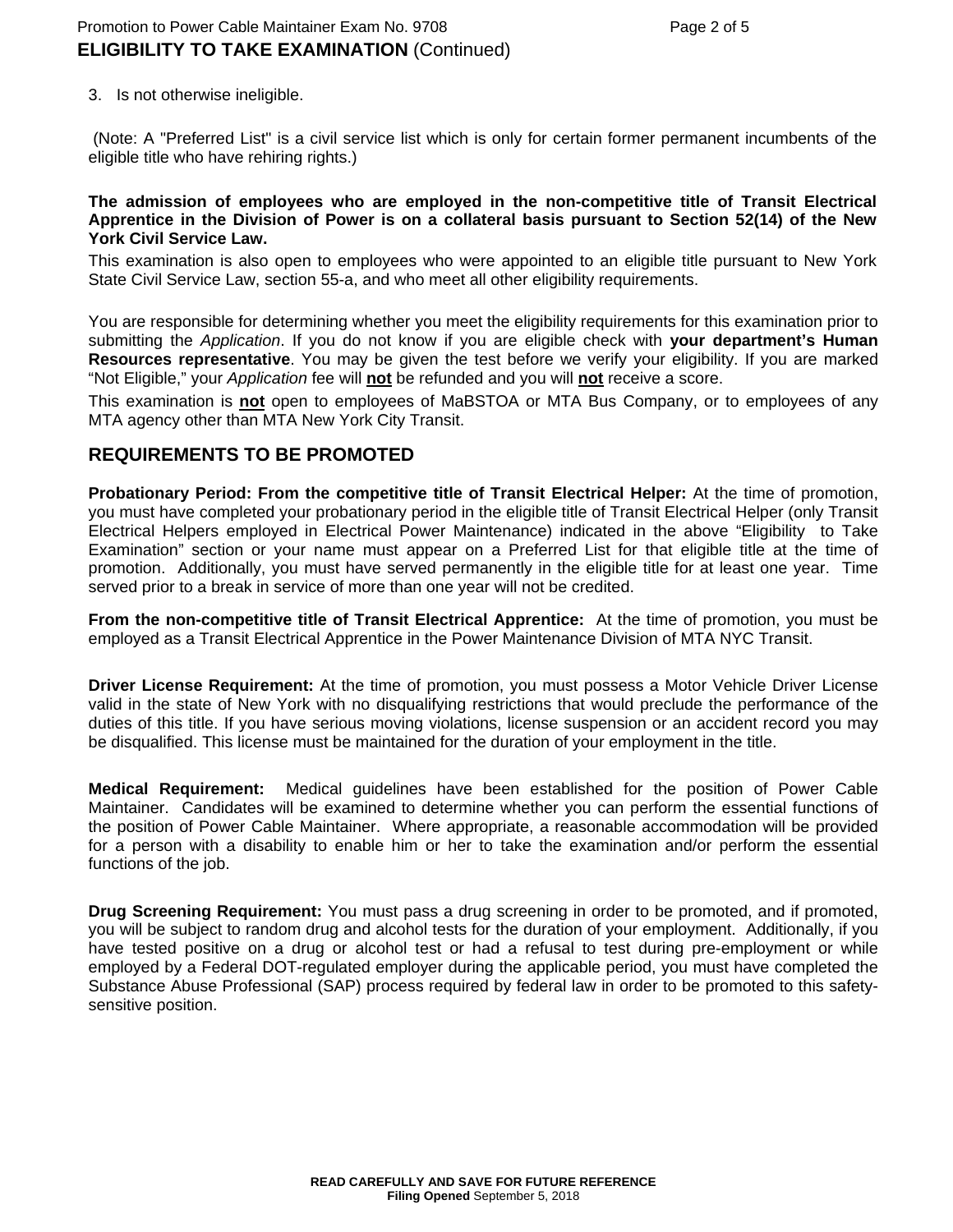## ELIGIBILITY TO TAKE EXAMINATION (Continued)

3. Is not otherwise ineligible.

(Note: A "Preferred List" is a civil service list which is only for certain former permanent incumbents of the eligible title who have rehiring rights.)

**The admission of employees who are employed in the non-competitive title of Transit Electrical Apprentice in the Division of Power is on a collateral basis pursuant to Section 52(14) of the New York Civil Service Law.**

This examination is also open to employees who were appointed to an eligible title pursuant to New York State Civil Service Law, section 55-a, and who meet all other eligibility requirements.

You are responsible for determining whether you meet the eligibility requirements for this examination prior to submitting the *Application*. If you do not know if you are eligible check with **your department's Human Resources representative**. You may be given the test before we verify your eligibility. If you are marked "Not Eligible," your *Application* fee will **not** be refunded and you will **not** receive a score.

This examination is **not** open to employees of MaBSTOA or MTA Bus Company, or to employees of any MTA agency other than MTA New York City Transit.

## REQUIREMENTS TO BE PROMOTED

**Probationary Period: From the competitive title of Transit Electrical Helper:** At the time of promotion, you must have completed your probationary period in the eligible title of Transit Electrical Helper (only Transit Electrical Helpers employed in Electrical Power Maintenance) indicated in the above "Eligibility to Take Examination" section or your name must appear on a Preferred List for that eligible title at the time of promotion. Additionally, you must have served permanently in the eligible title for at least one year. Time served prior to a break in service of more than one year will not be credited.

**From the non-competitive title of Transit Electrical Apprentice:** At the time of promotion, you must be employed as a Transit Electrical Apprentice in the Power Maintenance Division of MTA NYC Transit.

**Driver License Requirement:** At the time of promotion, you must possess a Motor Vehicle Driver License valid in the state of New York with no disqualifying restrictions that would preclude the performance of the duties of this title. If you have serious moving violations, license suspension or an accident record you may be disqualified. This license must be maintained for the duration of your employment in the title.

**Medical Requirement:** Medical guidelines have been established for the position of Power Cable Maintainer. Candidates will be examined to determine whether you can perform the essential functions of the position of Power Cable Maintainer. Where appropriate, a reasonable accommodation will be provided for a person with a disability to enable him or her to take the examination and/or perform the essential functions of the job.

**Drug Screening Requirement:** You must pass a drug screening in order to be promoted, and if promoted, you will be subject to random drug and alcohol tests for the duration of your employment. Additionally, if you have tested positive on a drug or alcohol test or had a refusal to test during pre-employment or while employed by a Federal DOT-regulated employer during the applicable period, you must have completed the Substance Abuse Professional (SAP) process required by federal law in order to be promoted to this safety-sensitive position.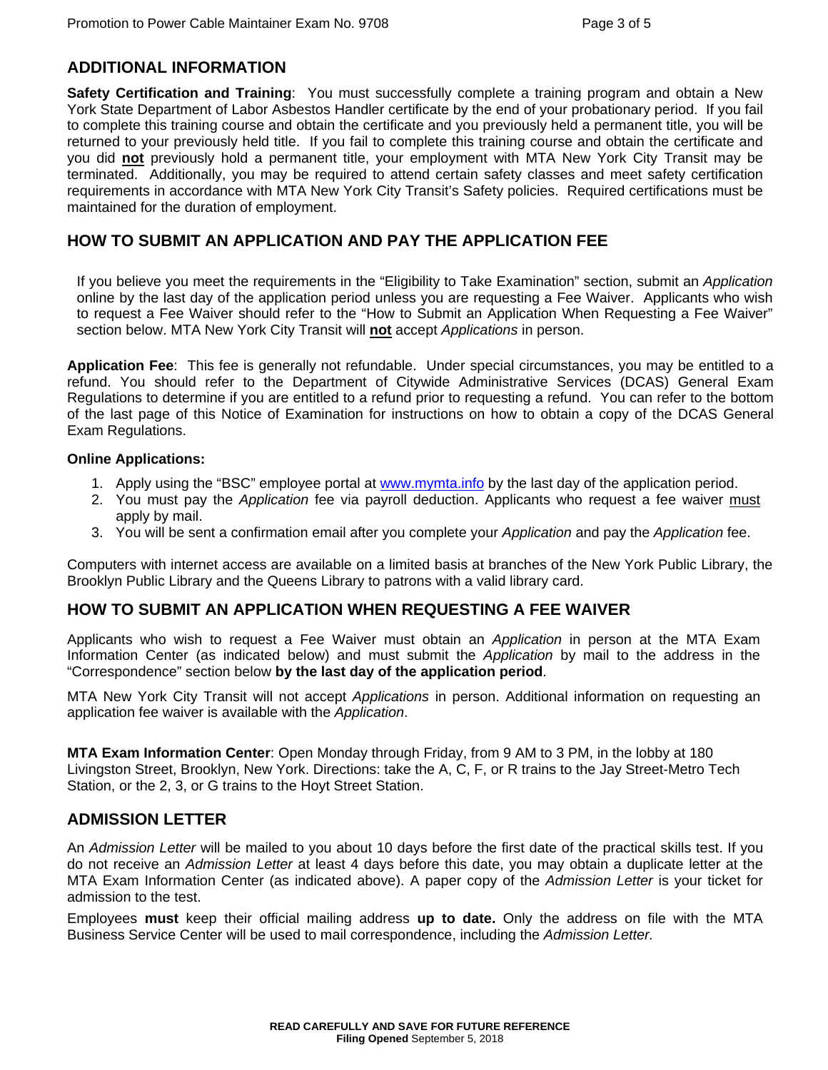## ADDITIONAL INFORMATION

**Safety Certification and Training**: You must successfully complete a training program and obtain a New York State Department of Labor Asbestos Handler certificate by the end of your probationary period. If you fail to complete this training course and obtain the certificate and you previously held a permanent title, you will be returned to your previously held title. If you fail to complete this training course and obtain the certificate and you did **not** previously hold a permanent title, your employment with MTA New York City Transit may be terminated. Additionally, you may be required to attend certain safety classes and meet safety certification requirements in accordance with MTA New York City Transit's Safety policies. Required certifications must be maintained for the duration of employment.

## HOW TO SUBMIT AN APPLICATION AND PAY THE APPLICATION FEE

If you believe you meet the requirements in the "Eligibility to Take Examination" section, submit an *Application* online by the last day of the application period unless you are requesting a Fee Waiver. Applicants who wish to request a Fee Waiver should refer to the "How to Submit an Application When Requesting a Fee Waiver" section below. MTA New York City Transit will **not** accept *Applications* in person.

**Application Fee**: This fee is generally not refundable. Under special circumstances, you may be entitled to a refund. You should refer to the Department of Citywide Administrative Services (DCAS) General Exam Regulations to determine if you are entitled to a refund prior to requesting a refund. You can refer to the bottom of the last page of this Notice of Examination for instructions on how to obtain a copy of the DCAS General Exam Regulations.

**Online Applications:**

1. Apply using the "BSC" employee portal at www.mymta.info by the last day of the application period.
2. You must pay the *Application* fee via payroll deduction. Applicants who request a fee waiver must apply by mail.
3. You will be sent a confirmation email after you complete your *Application* and pay the *Application* fee.

Computers with internet access are available on a limited basis at branches of the New York Public Library, the Brooklyn Public Library and the Queens Library to patrons with a valid library card.

## HOW TO SUBMIT AN APPLICATION WHEN REQUESTING A FEE WAIVER

Applicants who wish to request a Fee Waiver must obtain an *Application* in person at the MTA Exam Information Center (as indicated below) and must submit the *Application* by mail to the address in the "Correspondence" section below **by the last day of the application period**.

MTA New York City Transit will not accept *Applications* in person. Additional information on requesting an application fee waiver is available with the *Application*.

**MTA Exam Information Center**: Open Monday through Friday, from 9 AM to 3 PM, in the lobby at 180 Livingston Street, Brooklyn, New York. Directions: take the A, C, F, or R trains to the Jay Street-Metro Tech Station, or the 2, 3, or G trains to the Hoyt Street Station.

## ADMISSION LETTER

An *Admission Letter* will be mailed to you about 10 days before the first date of the practical skills test. If you do not receive an *Admission Letter* at least 4 days before this date, you may obtain a duplicate letter at the MTA Exam Information Center (as indicated above). A paper copy of the *Admission Letter* is your ticket for admission to the test.

Employees **must** keep their official mailing address **up to date.** Only the address on file with the MTA Business Service Center will be used to mail correspondence, including the *Admission Letter.*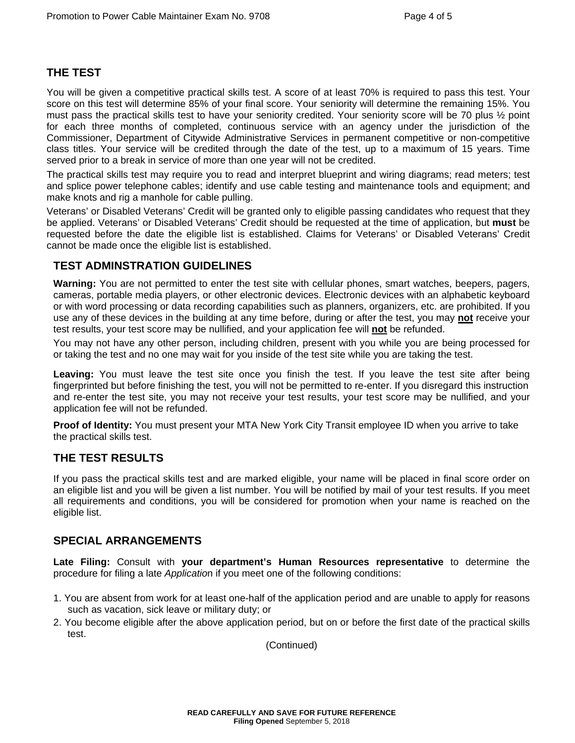## THE TEST

You will be given a competitive practical skills test. A score of at least 70% is required to pass this test. Your score on this test will determine 85% of your final score. Your seniority will determine the remaining 15%. You must pass the practical skills test to have your seniority credited. Your seniority score will be 70 plus ½ point for each three months of completed, continuous service with an agency under the jurisdiction of the Commissioner, Department of Citywide Administrative Services in permanent competitive or non-competitive class titles. Your service will be credited through the date of the test, up to a maximum of 15 years. Time served prior to a break in service of more than one year will not be credited.

The practical skills test may require you to read and interpret blueprint and wiring diagrams; read meters; test and splice power telephone cables; identify and use cable testing and maintenance tools and equipment; and make knots and rig a manhole for cable pulling.

Veterans' or Disabled Veterans' Credit will be granted only to eligible passing candidates who request that they be applied. Veterans' or Disabled Veterans' Credit should be requested at the time of application, but **must** be requested before the date the eligible list is established. Claims for Veterans' or Disabled Veterans' Credit cannot be made once the eligible list is established.

## TEST ADMINSTRATION GUIDELINES

**Warning:** You are not permitted to enter the test site with cellular phones, smart watches, beepers, pagers, cameras, portable media players, or other electronic devices. Electronic devices with an alphabetic keyboard or with word processing or data recording capabilities such as planners, organizers, etc. are prohibited. If you use any of these devices in the building at any time before, during or after the test, you may **not** receive your test results, your test score may be nullified, and your application fee will **not** be refunded.

You may not have any other person, including children, present with you while you are being processed for or taking the test and no one may wait for you inside of the test site while you are taking the test.

**Leaving:** You must leave the test site once you finish the test. If you leave the test site after being fingerprinted but before finishing the test, you will not be permitted to re-enter. If you disregard this instruction and re-enter the test site, you may not receive your test results, your test score may be nullified, and your application fee will not be refunded.

**Proof of Identity:** You must present your MTA New York City Transit employee ID when you arrive to take the practical skills test.

## THE TEST RESULTS

If you pass the practical skills test and are marked eligible, your name will be placed in final score order on an eligible list and you will be given a list number. You will be notified by mail of your test results. If you meet all requirements and conditions, you will be considered for promotion when your name is reached on the eligible list.

## SPECIAL ARRANGEMENTS

**Late Filing:** Consult with **your department's Human Resources representative** to determine the procedure for filing a late *Application* if you meet one of the following conditions:

1. You are absent from work for at least one-half of the application period and are unable to apply for reasons such as vacation, sick leave or military duty; or
2. You become eligible after the above application period, but on or before the first date of the practical skills test.

(Continued)

**READ CAREFULLY AND SAVE FOR FUTURE REFERENCE**
**Filing Opened** September 5, 2018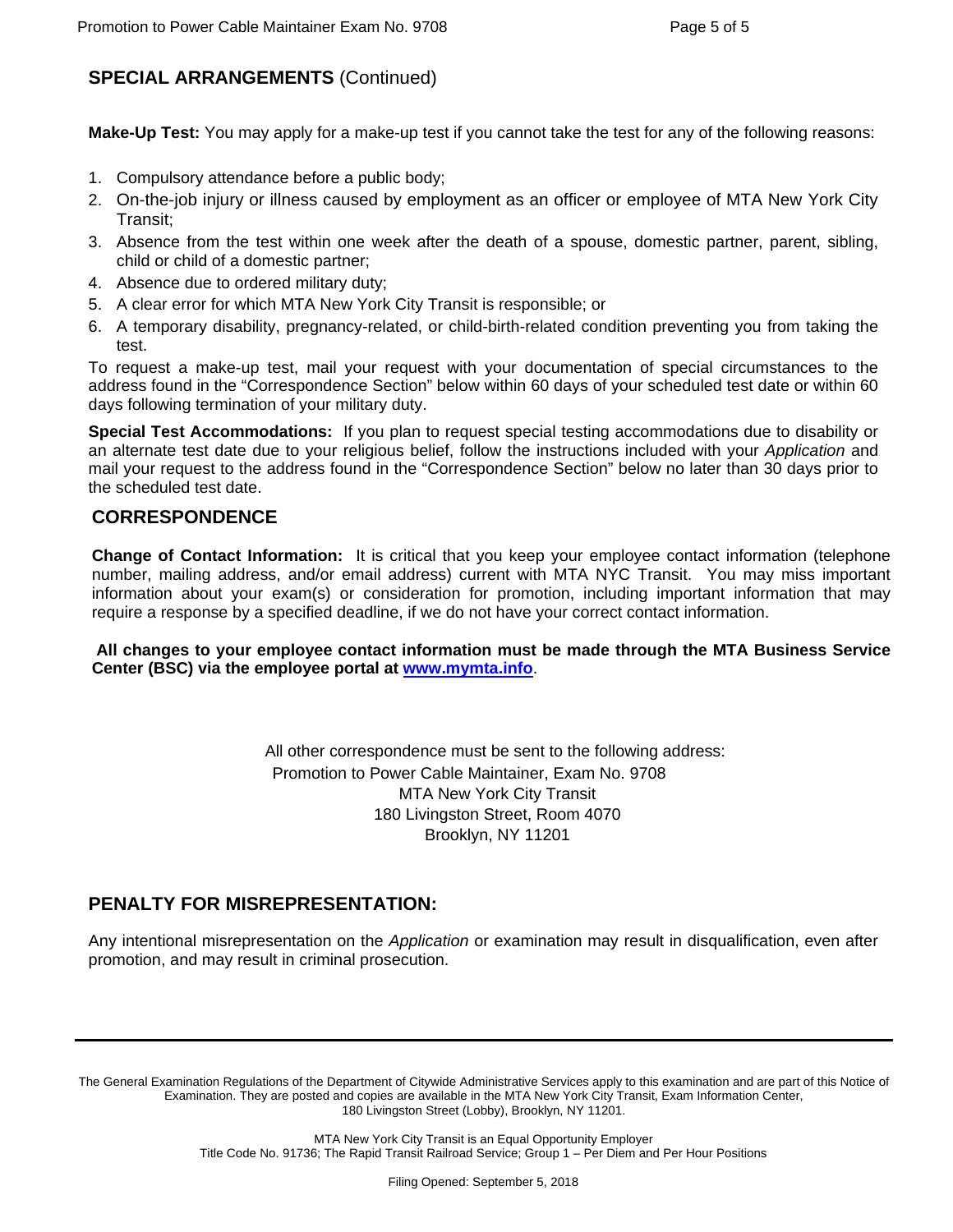## SPECIAL ARRANGEMENTS (Continued)

**Make-Up Test:** You may apply for a make-up test if you cannot take the test for any of the following reasons:

1. Compulsory attendance before a public body;
2. On-the-job injury or illness caused by employment as an officer or employee of MTA New York City Transit;
3. Absence from the test within one week after the death of a spouse, domestic partner, parent, sibling, child or child of a domestic partner;
4. Absence due to ordered military duty;
5. A clear error for which MTA New York City Transit is responsible; or
6. A temporary disability, pregnancy-related, or child-birth-related condition preventing you from taking the test.

To request a make-up test, mail your request with your documentation of special circumstances to the address found in the "Correspondence Section" below within 60 days of your scheduled test date or within 60 days following termination of your military duty.

**Special Test Accommodations:** If you plan to request special testing accommodations due to disability or an alternate test date due to your religious belief, follow the instructions included with your *Application* and mail your request to the address found in the "Correspondence Section" below no later than 30 days prior to the scheduled test date.

## CORRESPONDENCE

**Change of Contact Information:** It is critical that you keep your employee contact information (telephone number, mailing address, and/or email address) current with MTA NYC Transit. You may miss important information about your exam(s) or consideration for promotion, including important information that may require a response by a specified deadline, if we do not have your correct contact information.

**All changes to your employee contact information must be made through the MTA Business Service Center (BSC) via the employee portal at [www.mymta.info](http://www.mymta.info)**.

All other correspondence must be sent to the following address:
Promotion to Power Cable Maintainer, Exam No. 9708
MTA New York City Transit
180 Livingston Street, Room 4070
Brooklyn, NY 11201

## PENALTY FOR MISREPRESENTATION:

Any intentional misrepresentation on the *Application* or examination may result in disqualification, even after promotion, and may result in criminal prosecution.

---

The General Examination Regulations of the Department of Citywide Administrative Services apply to this examination and are part of this Notice of Examination. They are posted and copies are available in the MTA New York City Transit, Exam Information Center, 180 Livingston Street (Lobby), Brooklyn, NY 11201.

MTA New York City Transit is an Equal Opportunity Employer
Title Code No. 91736; The Rapid Transit Railroad Service; Group 1 – Per Diem and Per Hour Positions

Filing Opened: September 5, 2018